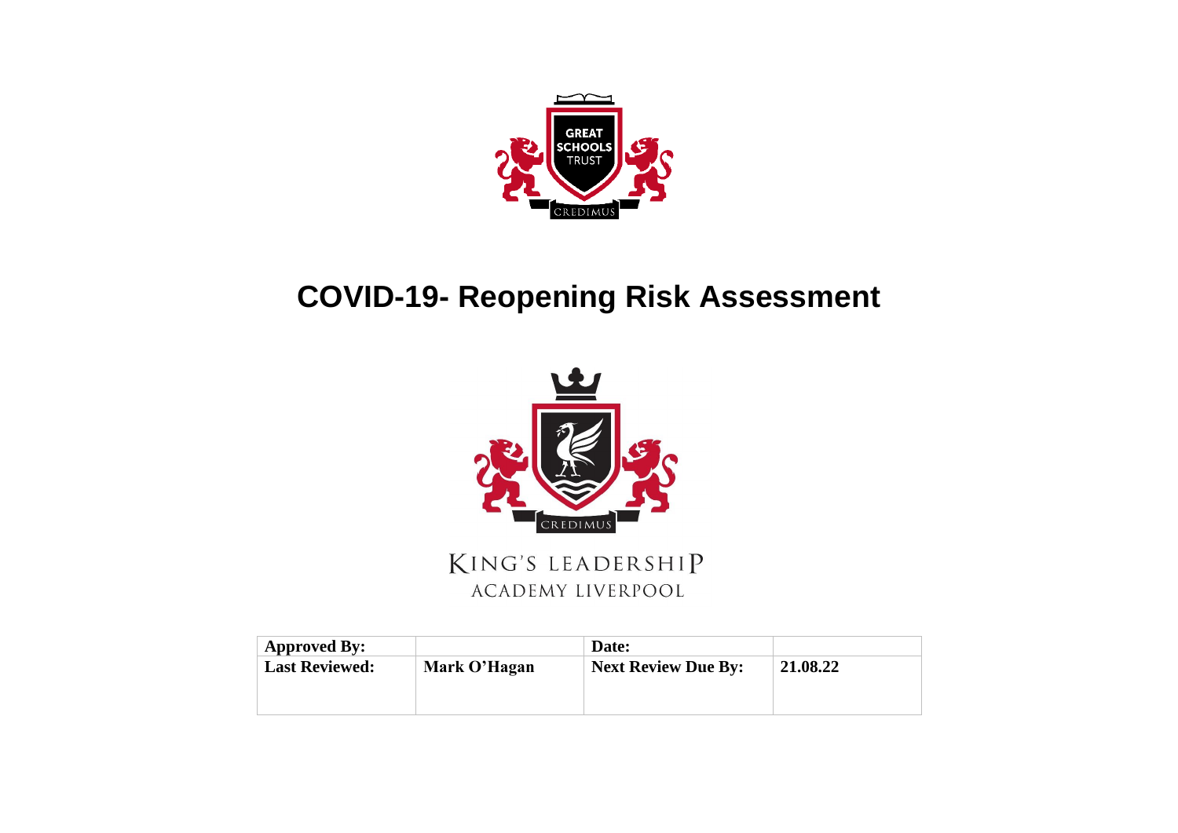GREAT SCHOOLS TRUST

CREDIMUS

# COVID-19- Reopening Risk Assessment

CREDIMUS

KING'S LEADERSHIP ACADEMY LIVERPOOL

| Approved By: | | Date: | |
| --- | --- | --- | --- |
| Last Reviewed: | Mark O'Hagan | Next Review Due By: | 21.08.22 |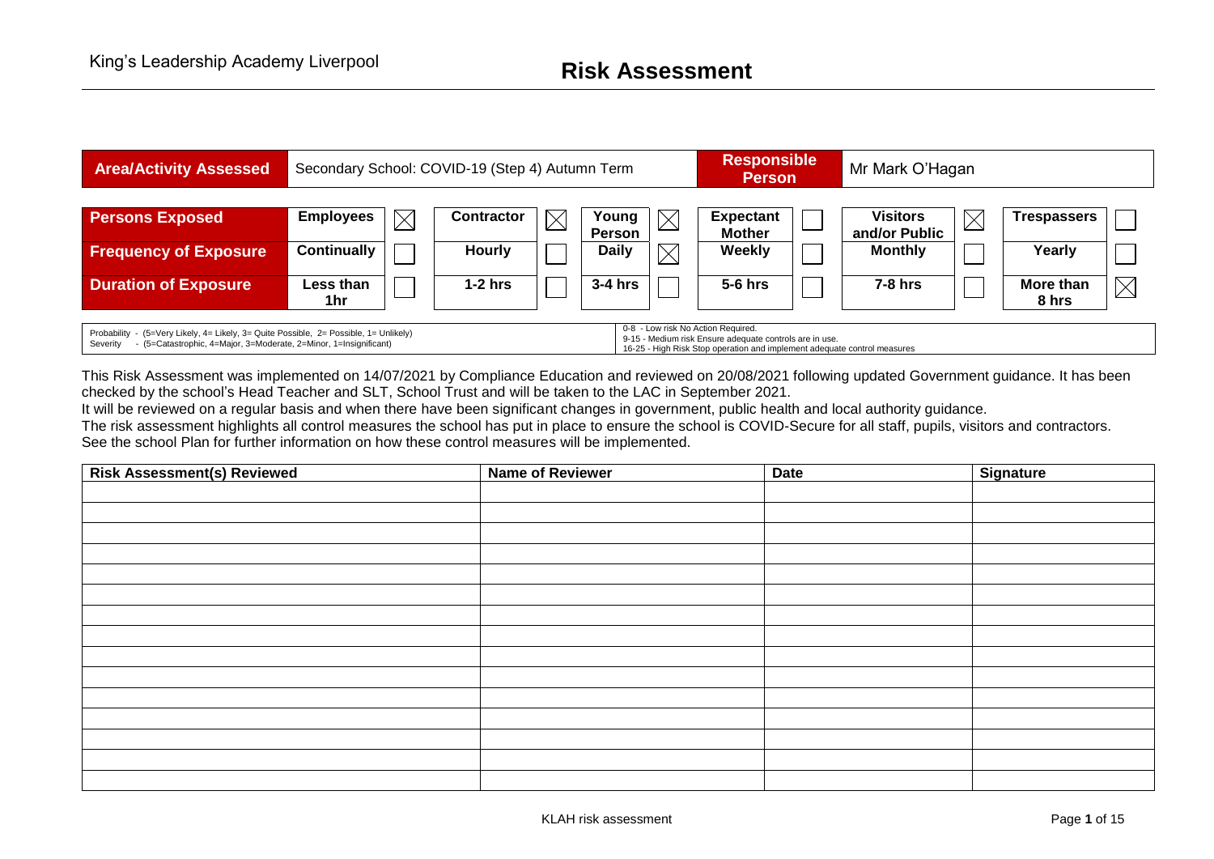# Risk Assessment

King's Leadership Academy Liverpool

| Area/Activity Assessed | Secondary School: COVID-19 (Step 4) Autumn Term | Responsible Person | Mr Mark O'Hagan |
|---|---|---|---|

| | | | | | | | | | | | | |
|---|---|---|---|---|---|---|---|---|---|---|---|---|
| **Persons Exposed** | **Employees** | ☒ | **Contractor** | ☒ | **Young Person** | ☒ | **Expectant Mother** | ☐ | **Visitors and/or Public** | ☒ | **Trespassers** | ☐ |
| **Frequency of Exposure** | **Continually** | ☐ | **Hourly** | ☐ | **Daily** | ☒ | **Weekly** | ☐ | **Monthly** | ☐ | **Yearly** | ☐ |
| **Duration of Exposure** | **Less than 1hr** | ☐ | **1-2 hrs** | ☐ | **3-4 hrs** | ☐ | **5-6 hrs** | ☐ | **7-8 hrs** | ☐ | **More than 8 hrs** | ☒ |

| | |
|---|---|
| Probability - (5=Very Likely, 4= Likely, 3= Quite Possible, 2= Possible, 1= Unlikely)<br>Severity - (5=Catastrophic, 4=Major, 3=Moderate, 2=Minor, 1=Insignificant) | 0-8 - Low risk No Action Required.<br>9-15 - Medium risk Ensure adequate controls are in use.<br>16-25 - High Risk Stop operation and implement adequate control measures |

This Risk Assessment was implemented on 14/07/2021 by Compliance Education and reviewed on 20/08/2021 following updated Government guidance. It has been checked by the school's Head Teacher and SLT, School Trust and will be taken to the LAC in September 2021.
It will be reviewed on a regular basis and when there have been significant changes in government, public health and local authority guidance.
The risk assessment highlights all control measures the school has put in place to ensure the school is COVID-Secure for all staff, pupils, visitors and contractors.
See the school Plan for further information on how these control measures will be implemented.

| Risk Assessment(s) Reviewed | Name of Reviewer | Date | Signature |
|---|---|---|---|
| | | | |
| | | | |
| | | | |
| | | | |
| | | | |
| | | | |
| | | | |
| | | | |
| | | | |
| | | | |
| | | | |
| | | | |
| | | | |
| | | | |
| | | | |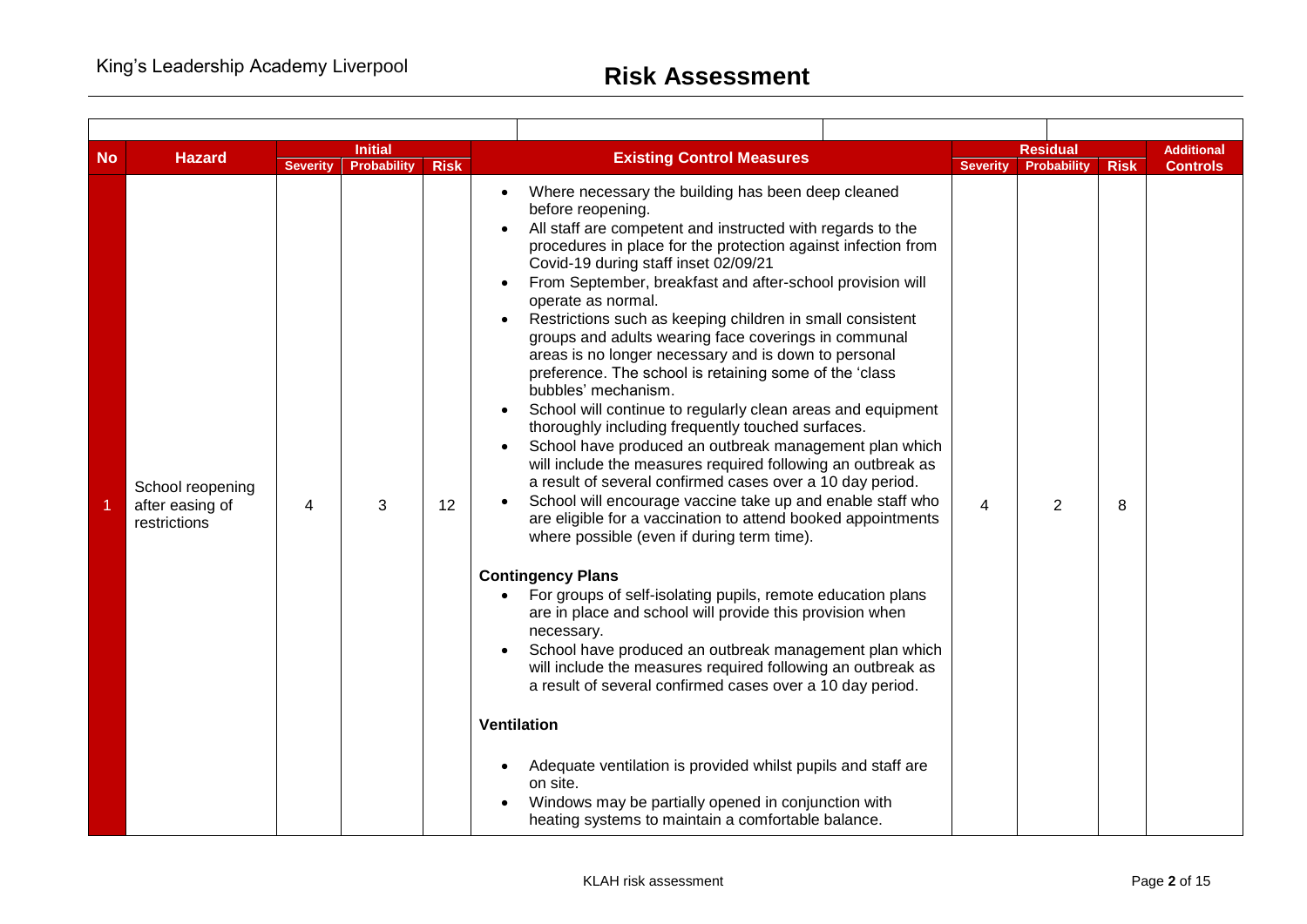| No | Hazard | Initial | | | Existing Control Measures | Residual | | | Additional Controls |
|---|---|---|---|---|---|---|---|---|---|
| | | Severity | Probability | Risk | | Severity | Probability | Risk | |
| 1 | School reopening after easing of restrictions | 4 | 3 | 12 | • Where necessary the building has been deep cleaned before reopening.<br>• All staff are competent and instructed with regards to the procedures in place for the protection against infection from Covid-19 during staff inset 02/09/21<br>• From September, breakfast and after-school provision will operate as normal.<br>• Restrictions such as keeping children in small consistent groups and adults wearing face coverings in communal areas is no longer necessary and is down to personal preference. The school is retaining some of the 'class bubbles' mechanism.<br>• School will continue to regularly clean areas and equipment thoroughly including frequently touched surfaces.<br>• School have produced an outbreak management plan which will include the measures required following an outbreak as a result of several confirmed cases over a 10 day period.<br>• School will encourage vaccine take up and enable staff who are eligible for a vaccination to attend booked appointments where possible (even if during term time).<br><br>**Contingency Plans**<br>• For groups of self-isolating pupils, remote education plans are in place and school will provide this provision when necessary.<br>• School have produced an outbreak management plan which will include the measures required following an outbreak as a result of several confirmed cases over a 10 day period.<br><br>**Ventilation**<br>• Adequate ventilation is provided whilst pupils and staff are on site.<br>• Windows may be partially opened in conjunction with heating systems to maintain a comfortable balance. | 4 | 2 | 8 | |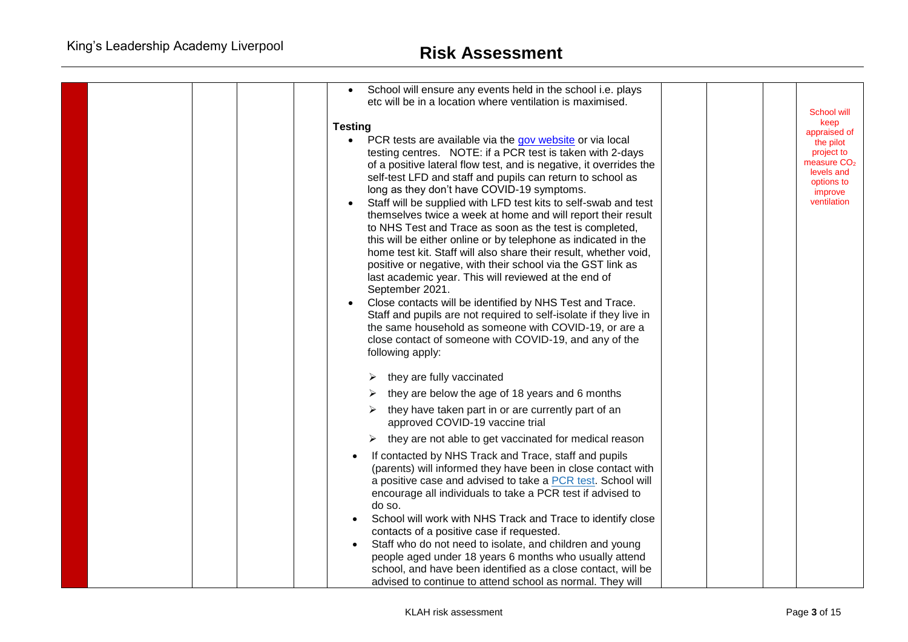| | | | | | | | | | |
|---|---|---|---|---|---|---|---|---|---|
| | | | | | • School will ensure any events held in the school i.e. plays etc will be in a location where ventilation is maximised.<br><br>**Testing**<br>• PCR tests are available via the gov website or via local testing centres. NOTE: if a PCR test is taken with 2-days of a positive lateral flow test, and is negative, it overrides the self-test LFD and staff and pupils can return to school as long as they don't have COVID-19 symptoms.<br>• Staff will be supplied with LFD test kits to self-swab and test themselves twice a week at home and will report their result to NHS Test and Trace as soon as the test is completed, this will be either online or by telephone as indicated in the home test kit. Staff will also share their result, whether void, positive or negative, with their school via the GST link as last academic year. This will reviewed at the end of September 2021.<br>• Close contacts will be identified by NHS Test and Trace. Staff and pupils are not required to self-isolate if they live in the same household as someone with COVID-19, or are a close contact of someone with COVID-19, and any of the following apply:<br><br>➢ they are fully vaccinated<br>➢ they are below the age of 18 years and 6 months<br>➢ they have taken part in or are currently part of an approved COVID-19 vaccine trial<br>➢ they are not able to get vaccinated for medical reason<br><br>• If contacted by NHS Track and Trace, staff and pupils (parents) will informed they have been in close contact with a positive case and advised to take a PCR test. School will encourage all individuals to take a PCR test if advised to do so.<br>• School will work with NHS Track and Trace to identify close contacts of a positive case if requested.<br>• Staff who do not need to isolate, and children and young people aged under 18 years 6 months who usually attend school, and have been identified as a close contact, will be advised to continue to attend school as normal. They will | | | | School will keep appraised of the pilot project to measure $CO_2$ levels and options to improve ventilation |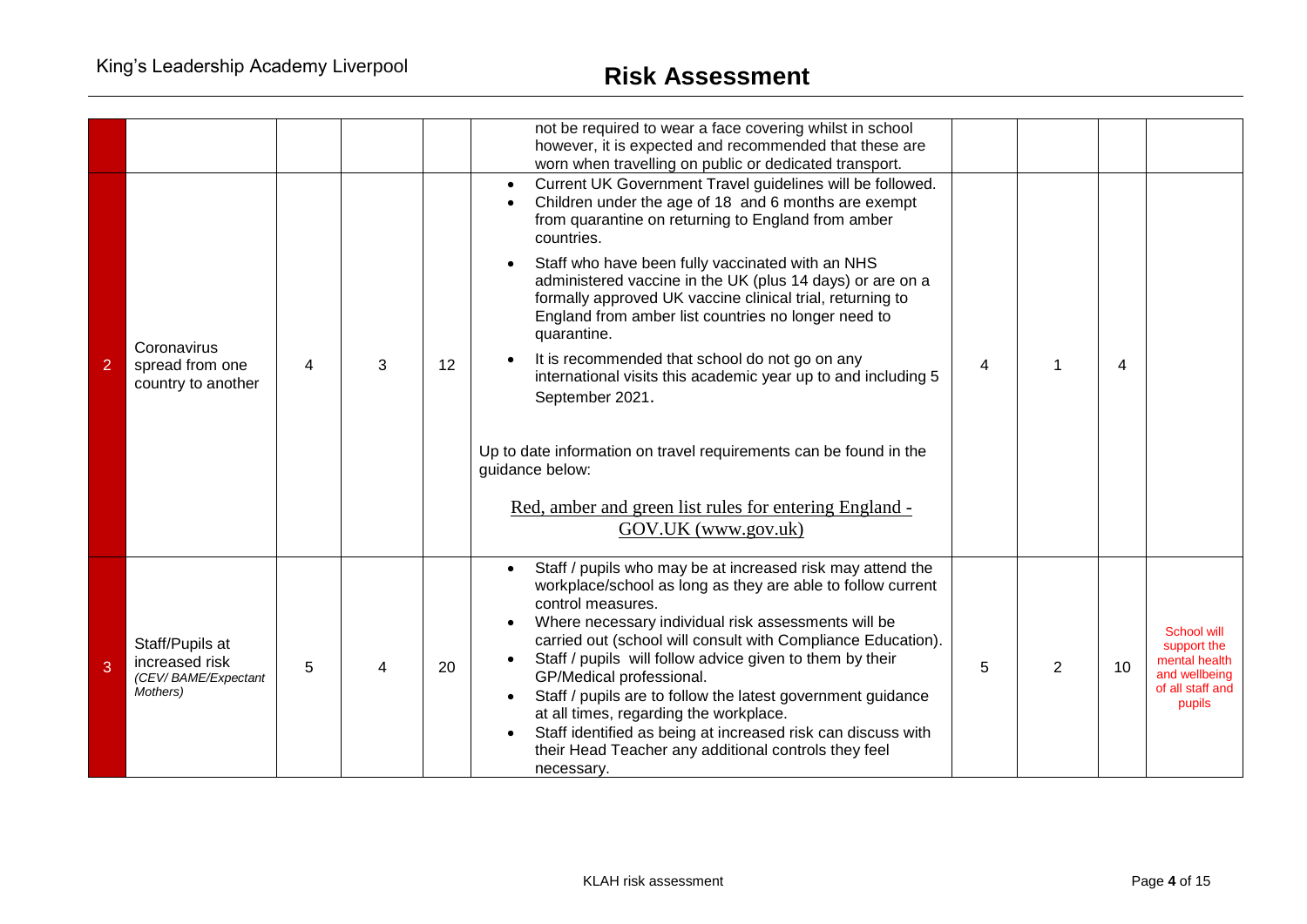| | | | | | | | | | |
|---|---|---|---|---|---|---|---|---|---|
| | | | | | not be required to wear a face covering whilst in school however, it is expected and recommended that these are worn when travelling on public or dedicated transport. | | | | |
| 2 | Coronavirus spread from one country to another | 4 | 3 | 12 | • Current UK Government Travel guidelines will be followed.<br>• Children under the age of 18 and 6 months are exempt from quarantine on returning to England from amber countries.<br>• Staff who have been fully vaccinated with an NHS administered vaccine in the UK (plus 14 days) or are on a formally approved UK vaccine clinical trial, returning to England from amber list countries no longer need to quarantine.<br>• It is recommended that school do not go on any international visits this academic year up to and including 5 September 2021.<br><br>Up to date information on travel requirements can be found in the guidance below:<br><br>Red, amber and green list rules for entering England - GOV.UK (www.gov.uk) | 4 | 1 | 4 | |
| 3 | Staff/Pupils at increased risk *(CEV/ BAME/Expectant Mothers)* | 5 | 4 | 20 | • Staff / pupils who may be at increased risk may attend the workplace/school as long as they are able to follow current control measures.<br>• Where necessary individual risk assessments will be carried out (school will consult with Compliance Education).<br>• Staff / pupils will follow advice given to them by their GP/Medical professional.<br>• Staff / pupils are to follow the latest government guidance at all times, regarding the workplace.<br>• Staff identified as being at increased risk can discuss with their Head Teacher any additional controls they feel necessary. | 5 | 2 | 10 | School will support the mental health and wellbeing of all staff and pupils |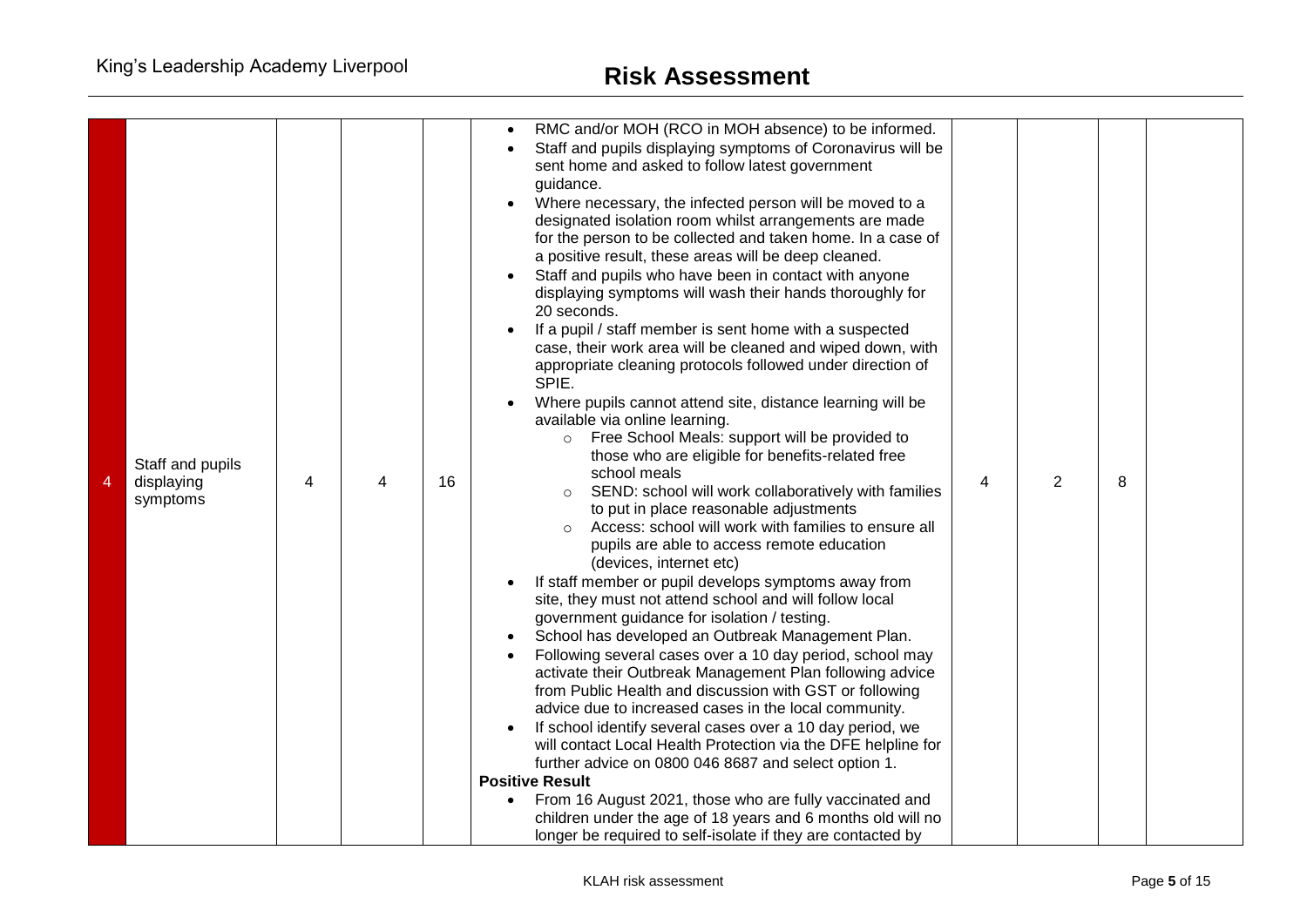| 4 | Staff and pupils displaying symptoms | 4 | 4 | 16 | • RMC and/or MOH (RCO in MOH absence) to be informed.<br>• Staff and pupils displaying symptoms of Coronavirus will be sent home and asked to follow latest government guidance.<br>• Where necessary, the infected person will be moved to a designated isolation room whilst arrangements are made for the person to be collected and taken home. In a case of a positive result, these areas will be deep cleaned.<br>• Staff and pupils who have been in contact with anyone displaying symptoms will wash their hands thoroughly for 20 seconds.<br>• If a pupil / staff member is sent home with a suspected case, their work area will be cleaned and wiped down, with appropriate cleaning protocols followed under direction of SPIE.<br>• Where pupils cannot attend site, distance learning will be available via online learning.<br>&nbsp;&nbsp;&nbsp;&nbsp;○ Free School Meals: support will be provided to those who are eligible for benefits-related free school meals<br>&nbsp;&nbsp;&nbsp;&nbsp;○ SEND: school will work collaboratively with families to put in place reasonable adjustments<br>&nbsp;&nbsp;&nbsp;&nbsp;○ Access: school will work with families to ensure all pupils are able to access remote education (devices, internet etc)<br>• If staff member or pupil develops symptoms away from site, they must not attend school and will follow local government guidance for isolation / testing.<br>• School has developed an Outbreak Management Plan.<br>• Following several cases over a 10 day period, school may activate their Outbreak Management Plan following advice from Public Health and discussion with GST or following advice due to increased cases in the local community.<br>• If school identify several cases over a 10 day period, we will contact Local Health Protection via the DFE helpline for further advice on 0800 046 8687 and select option 1.<br>**Positive Result**<br>• From 16 August 2021, those who are fully vaccinated and children under the age of 18 years and 6 months old will no longer be required to self-isolate if they are contacted by | 4 | 2 | 8 | |
|---|---|---|---|---|---|---|---|---|---|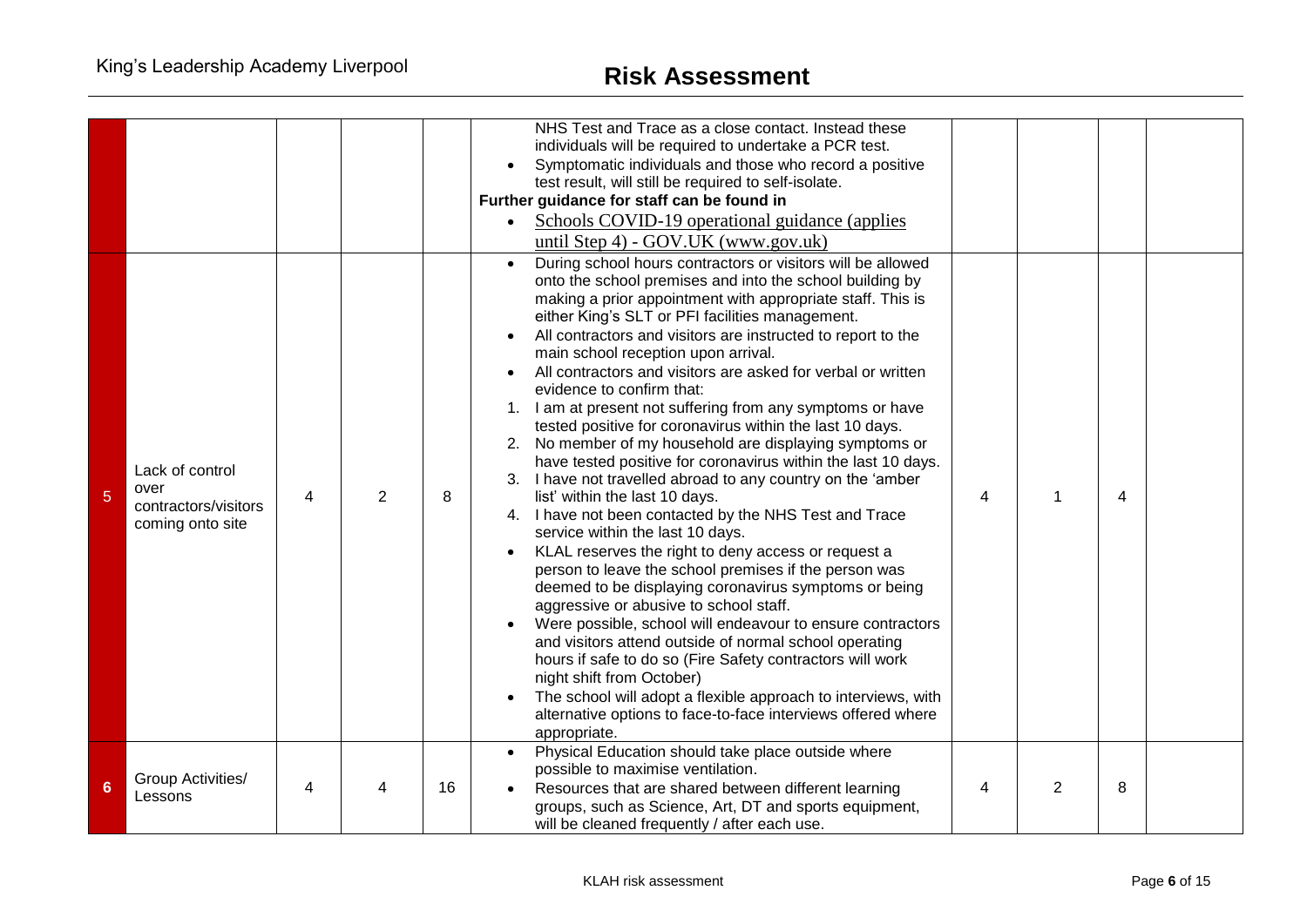| | | | | | | | | | |
|---|---|---|---|---|---|---|---|---|---|
| | | | | | NHS Test and Trace as a close contact. Instead these individuals will be required to undertake a PCR test.<br>• Symptomatic individuals and those who record a positive test result, will still be required to self-isolate.<br>**Further guidance for staff can be found in**<br>• Schools COVID-19 operational guidance (applies until Step 4) - GOV.UK (www.gov.uk) | | | | |
| 5 | Lack of control over contractors/visitors coming onto site | 4 | 2 | 8 | • During school hours contractors or visitors will be allowed onto the school premises and into the school building by making a prior appointment with appropriate staff. This is either King's SLT or PFI facilities management.<br>• All contractors and visitors are instructed to report to the main school reception upon arrival.<br>• All contractors and visitors are asked for verbal or written evidence to confirm that:<br>1. I am at present not suffering from any symptoms or have tested positive for coronavirus within the last 10 days.<br>2. No member of my household are displaying symptoms or have tested positive for coronavirus within the last 10 days.<br>3. I have not travelled abroad to any country on the 'amber list' within the last 10 days.<br>4. I have not been contacted by the NHS Test and Trace service within the last 10 days.<br>• KLAL reserves the right to deny access or request a person to leave the school premises if the person was deemed to be displaying coronavirus symptoms or being aggressive or abusive to school staff.<br>• Were possible, school will endeavour to ensure contractors and visitors attend outside of normal school operating hours if safe to do so (Fire Safety contractors will work night shift from October)<br>• The school will adopt a flexible approach to interviews, with alternative options to face-to-face interviews offered where appropriate. | 4 | 1 | 4 | |
| 6 | Group Activities/ Lessons | 4 | 4 | 16 | • Physical Education should take place outside where possible to maximise ventilation.<br>• Resources that are shared between different learning groups, such as Science, Art, DT and sports equipment, will be cleaned frequently / after each use. | 4 | 2 | 8 | |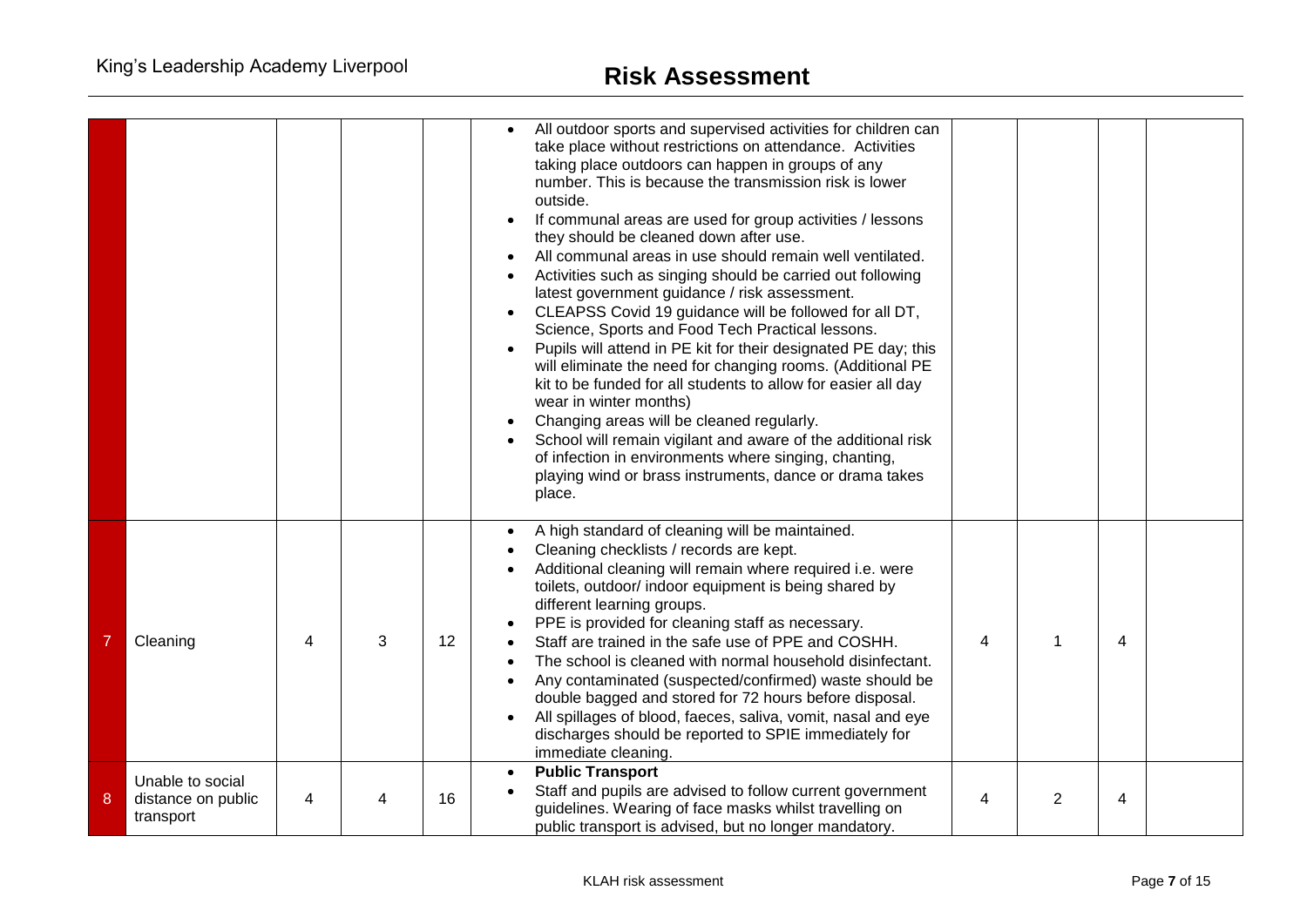| | | | | | | | | | |
|---|---|---|---|---|---|---|---|---|---|
| | | | | | • All outdoor sports and supervised activities for children can take place without restrictions on attendance. Activities taking place outdoors can happen in groups of any number. This is because the transmission risk is lower outside.<br>• If communal areas are used for group activities / lessons they should be cleaned down after use.<br>• All communal areas in use should remain well ventilated.<br>• Activities such as singing should be carried out following latest government guidance / risk assessment.<br>• CLEAPSS Covid 19 guidance will be followed for all DT, Science, Sports and Food Tech Practical lessons.<br>• Pupils will attend in PE kit for their designated PE day; this will eliminate the need for changing rooms. (Additional PE kit to be funded for all students to allow for easier all day wear in winter months)<br>• Changing areas will be cleaned regularly.<br>• School will remain vigilant and aware of the additional risk of infection in environments where singing, chanting, playing wind or brass instruments, dance or drama takes place. | | | | |
| 7 | Cleaning | 4 | 3 | 12 | • A high standard of cleaning will be maintained.<br>• Cleaning checklists / records are kept.<br>• Additional cleaning will remain where required i.e. were toilets, outdoor/ indoor equipment is being shared by different learning groups.<br>• PPE is provided for cleaning staff as necessary.<br>• Staff are trained in the safe use of PPE and COSHH.<br>• The school is cleaned with normal household disinfectant.<br>• Any contaminated (suspected/confirmed) waste should be double bagged and stored for 72 hours before disposal.<br>• All spillages of blood, faeces, saliva, vomit, nasal and eye discharges should be reported to SPIE immediately for immediate cleaning. | 4 | 1 | 4 | |
| 8 | Unable to social distance on public transport | 4 | 4 | 16 | • **Public Transport**<br>• Staff and pupils are advised to follow current government guidelines. Wearing of face masks whilst travelling on public transport is advised, but no longer mandatory. | 4 | 2 | 4 | |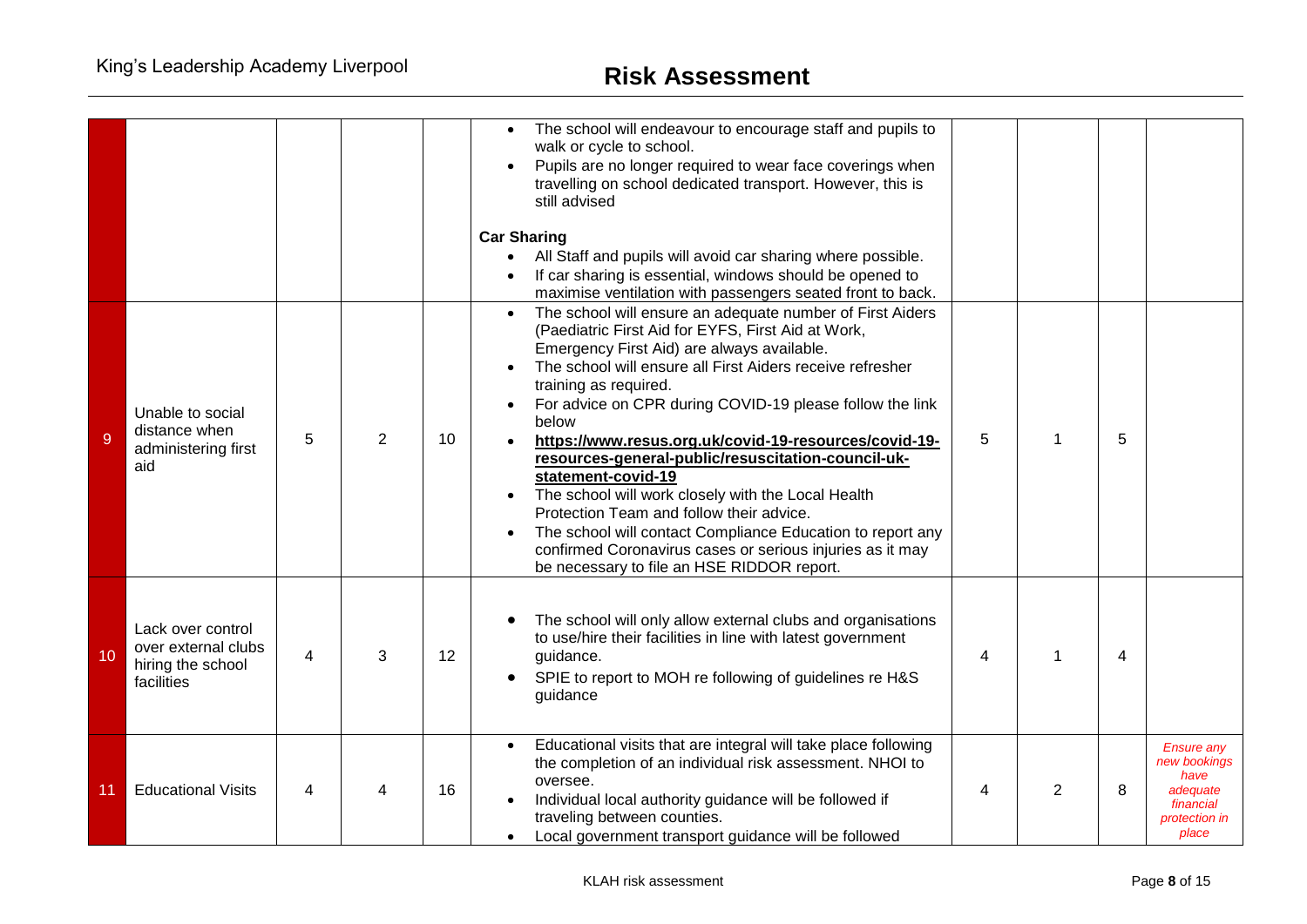| | | | | | | | | | |
|---|---|---|---|---|---|---|---|---|---|
| | | | | | • The school will endeavour to encourage staff and pupils to walk or cycle to school.<br>• Pupils are no longer required to wear face coverings when travelling on school dedicated transport. However, this is still advised<br><br>**Car Sharing**<br>• All Staff and pupils will avoid car sharing where possible.<br>• If car sharing is essential, windows should be opened to maximise ventilation with passengers seated front to back. | | | | |
| 9 | Unable to social distance when administering first aid | 5 | 2 | 10 | • The school will ensure an adequate number of First Aiders (Paediatric First Aid for EYFS, First Aid at Work, Emergency First Aid) are always available.<br>• The school will ensure all First Aiders receive refresher training as required.<br>• For advice on CPR during COVID-19 please follow the link below<br>• **https://www.resus.org.uk/covid-19-resources/covid-19-resources-general-public/resuscitation-council-uk-statement-covid-19**<br>• The school will work closely with the Local Health Protection Team and follow their advice.<br>• The school will contact Compliance Education to report any confirmed Coronavirus cases or serious injuries as it may be necessary to file an HSE RIDDOR report. | 5 | 1 | 5 | |
| 10 | Lack over control over external clubs hiring the school facilities | 4 | 3 | 12 | • The school will only allow external clubs and organisations to use/hire their facilities in line with latest government guidance.<br>• SPIE to report to MOH re following of guidelines re H&S guidance | 4 | 1 | 4 | |
| 11 | Educational Visits | 4 | 4 | 16 | • Educational visits that are integral will take place following the completion of an individual risk assessment. NHOI to oversee.<br>• Individual local authority guidance will be followed if traveling between counties.<br>• Local government transport guidance will be followed | 4 | 2 | 8 | *Ensure any new bookings have adequate financial protection in place* |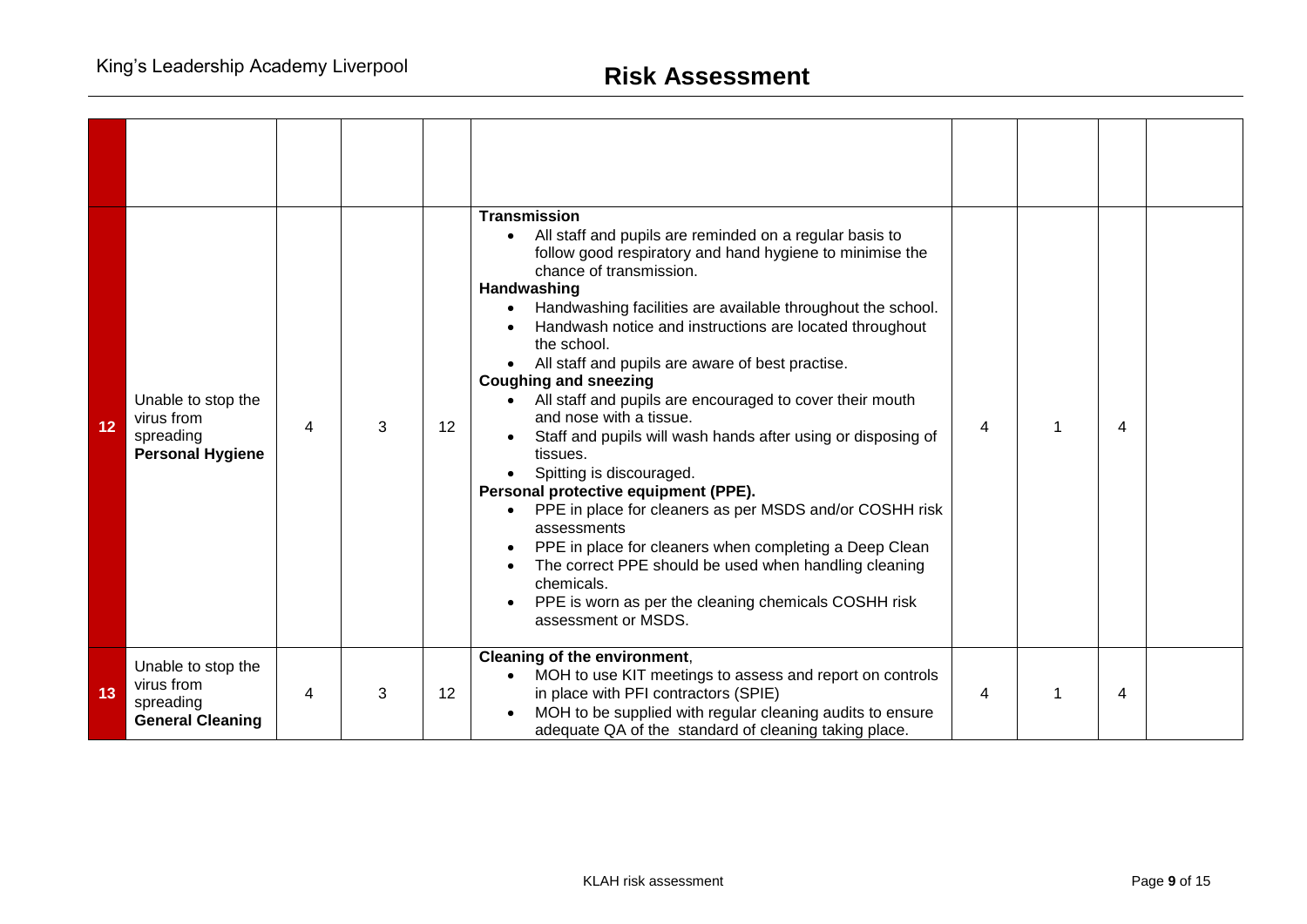| | | | | | | | | | |
|---|---|---|---|---|---|---|---|---|---|
| | | | | | | | | | |
| 12 | Unable to stop the virus from spreading **Personal Hygiene** | 4 | 3 | 12 | **Transmission**<br>• All staff and pupils are reminded on a regular basis to follow good respiratory and hand hygiene to minimise the chance of transmission.<br>**Handwashing**<br>• Handwashing facilities are available throughout the school.<br>• Handwash notice and instructions are located throughout the school.<br>• All staff and pupils are aware of best practise.<br>**Coughing and sneezing**<br>• All staff and pupils are encouraged to cover their mouth and nose with a tissue.<br>• Staff and pupils will wash hands after using or disposing of tissues.<br>• Spitting is discouraged.<br>**Personal protective equipment (PPE).**<br>• PPE in place for cleaners as per MSDS and/or COSHH risk assessments<br>• PPE in place for cleaners when completing a Deep Clean<br>• The correct PPE should be used when handling cleaning chemicals.<br>• PPE is worn as per the cleaning chemicals COSHH risk assessment or MSDS. | 4 | 1 | 4 | |
| 13 | Unable to stop the virus from spreading **General Cleaning** | 4 | 3 | 12 | **Cleaning of the environment**,<br>• MOH to use KIT meetings to assess and report on controls in place with PFI contractors (SPIE)<br>• MOH to be supplied with regular cleaning audits to ensure adequate QA of the standard of cleaning taking place. | 4 | 1 | 4 | |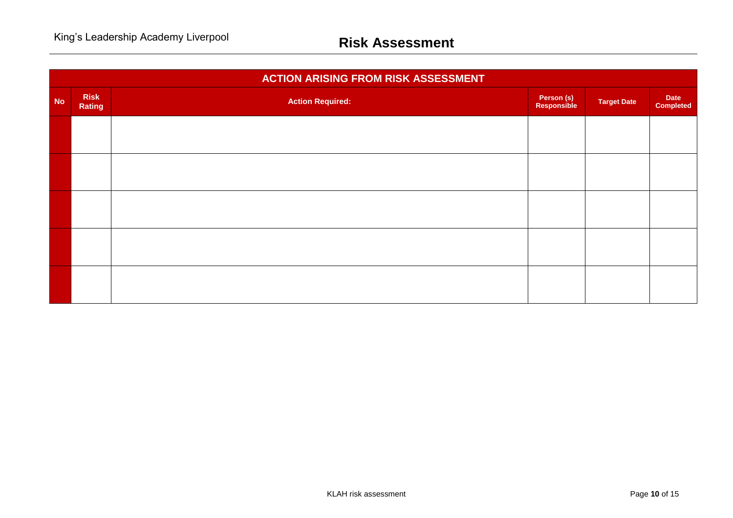| ACTION ARISING FROM RISK ASSESSMENT | | | | | |
|---|---|---|---|---|---|
| No | Risk Rating | Action Required: | Person (s) Responsible | Target Date | Date Completed |
| | | | | | |
| | | | | | |
| | | | | | |
| | | | | | |
| | | | | | |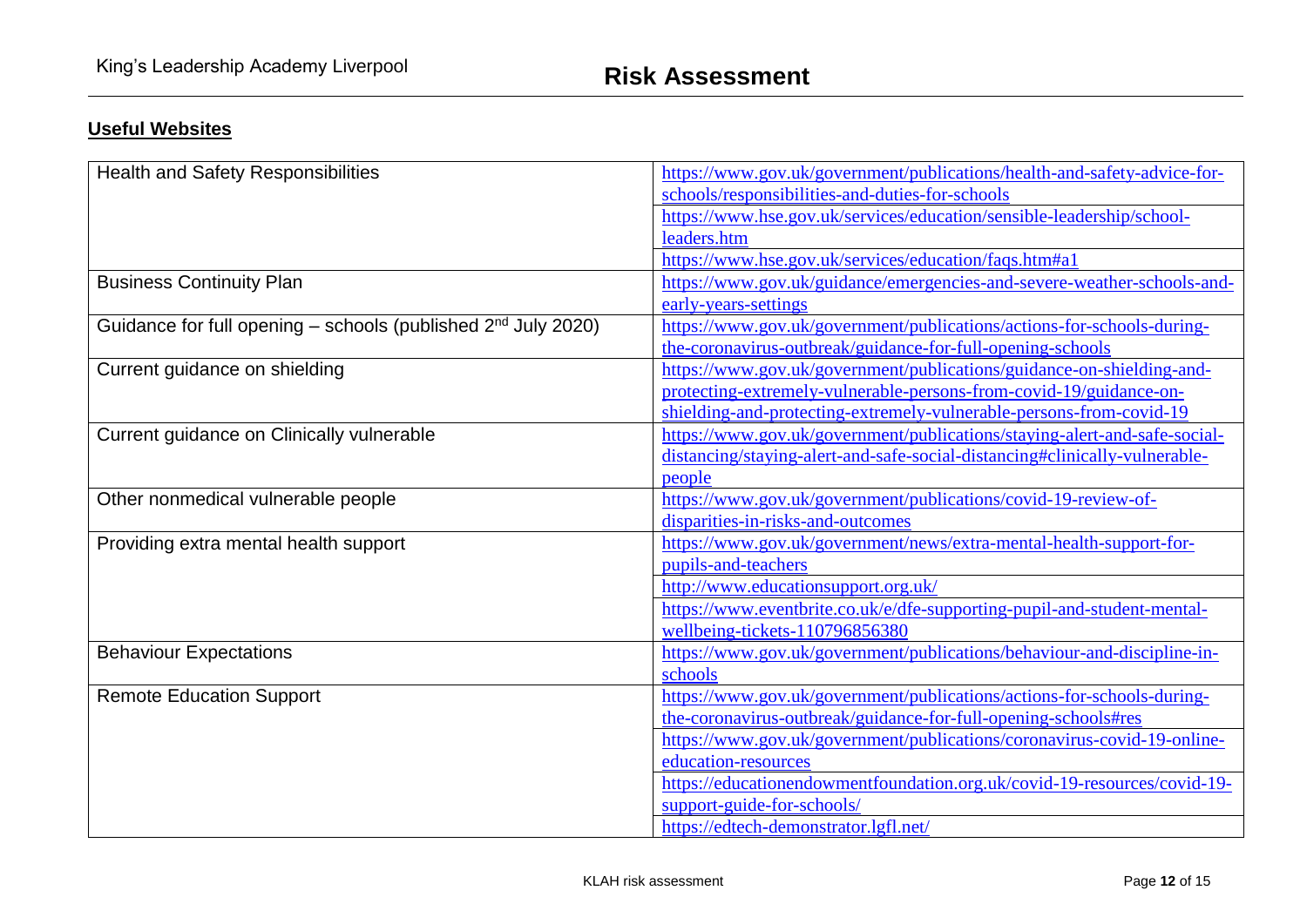## Useful Websites

| | |
|---|---|
| Health and Safety Responsibilities | https://www.gov.uk/government/publications/health-and-safety-advice-for-schools/responsibilities-and-duties-for-schools |
| | https://www.hse.gov.uk/services/education/sensible-leadership/school-leaders.htm |
| | https://www.hse.gov.uk/services/education/faqs.htm#a1 |
| Business Continuity Plan | https://www.gov.uk/guidance/emergencies-and-severe-weather-schools-and-early-years-settings |
| Guidance for full opening – schools (published 2nd July 2020) | https://www.gov.uk/government/publications/actions-for-schools-during-the-coronavirus-outbreak/guidance-for-full-opening-schools |
| Current guidance on shielding | https://www.gov.uk/government/publications/guidance-on-shielding-and-protecting-extremely-vulnerable-persons-from-covid-19/guidance-on-shielding-and-protecting-extremely-vulnerable-persons-from-covid-19 |
| Current guidance on Clinically vulnerable | https://www.gov.uk/government/publications/staying-alert-and-safe-social-distancing/staying-alert-and-safe-social-distancing#clinically-vulnerable-people |
| Other nonmedical vulnerable people | https://www.gov.uk/government/publications/covid-19-review-of-disparities-in-risks-and-outcomes |
| Providing extra mental health support | https://www.gov.uk/government/news/extra-mental-health-support-for-pupils-and-teachers |
| | http://www.educationsupport.org.uk/ |
| | https://www.eventbrite.co.uk/e/dfe-supporting-pupil-and-student-mental-wellbeing-tickets-110796856380 |
| Behaviour Expectations | https://www.gov.uk/government/publications/behaviour-and-discipline-in-schools |
| Remote Education Support | https://www.gov.uk/government/publications/actions-for-schools-during-the-coronavirus-outbreak/guidance-for-full-opening-schools#res |
| | https://www.gov.uk/government/publications/coronavirus-covid-19-online-education-resources |
| | https://educationendowmentfoundation.org.uk/covid-19-resources/covid-19-support-guide-for-schools/ |
| | https://edtech-demonstrator.lgfl.net/ |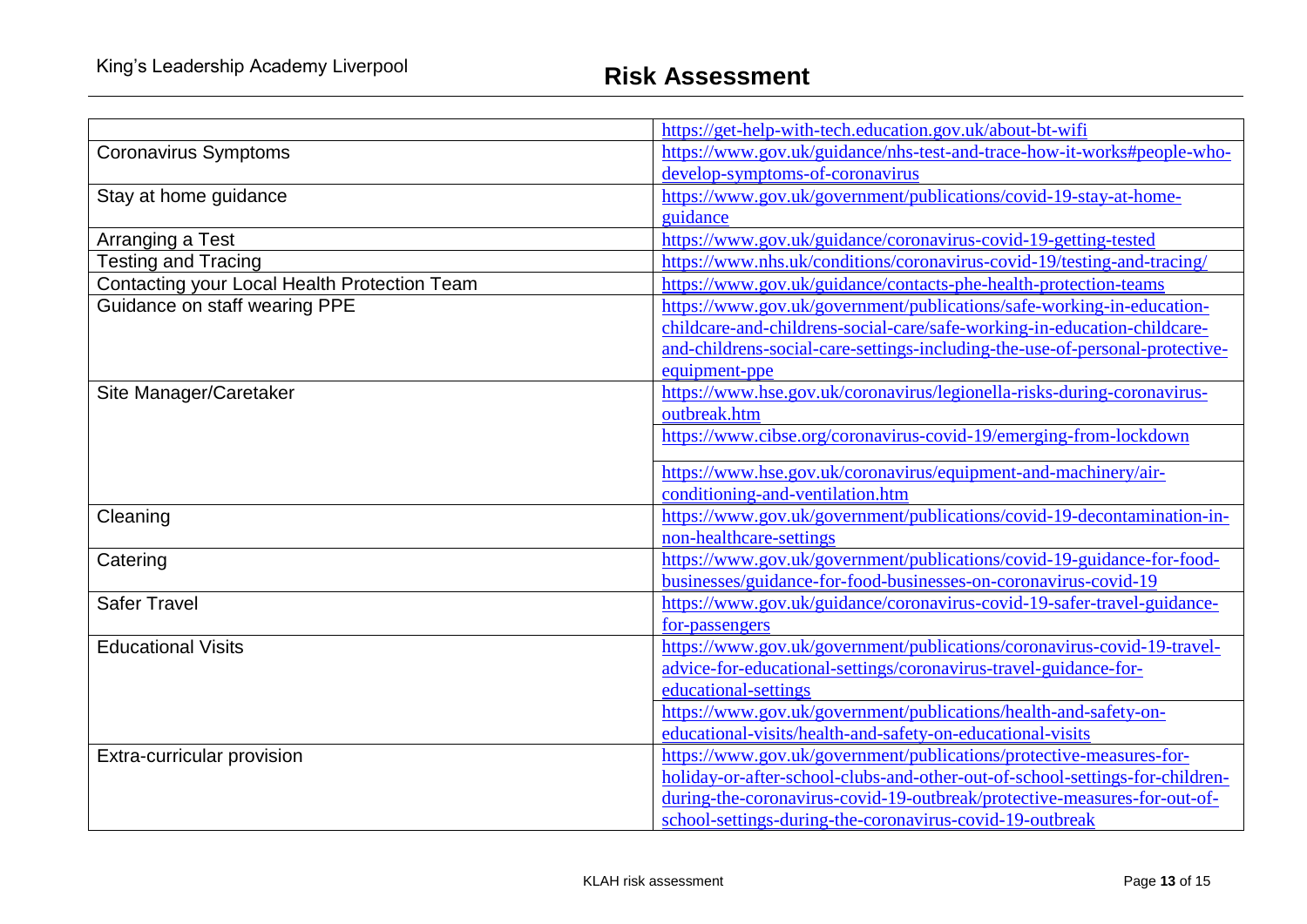| | |
|---|---|
| | https://get-help-with-tech.education.gov.uk/about-bt-wifi |
| Coronavirus Symptoms | https://www.gov.uk/guidance/nhs-test-and-trace-how-it-works#people-who-develop-symptoms-of-coronavirus |
| Stay at home guidance | https://www.gov.uk/government/publications/covid-19-stay-at-home-guidance |
| Arranging a Test | https://www.gov.uk/guidance/coronavirus-covid-19-getting-tested |
| Testing and Tracing | https://www.nhs.uk/conditions/coronavirus-covid-19/testing-and-tracing/ |
| Contacting your Local Health Protection Team | https://www.gov.uk/guidance/contacts-phe-health-protection-teams |
| Guidance on staff wearing PPE | https://www.gov.uk/government/publications/safe-working-in-education-childcare-and-childrens-social-care/safe-working-in-education-childcare-and-childrens-social-care-settings-including-the-use-of-personal-protective-equipment-ppe |
| Site Manager/Caretaker | https://www.hse.gov.uk/coronavirus/legionella-risks-during-coronavirus-outbreak.htm |
| | https://www.cibse.org/coronavirus-covid-19/emerging-from-lockdown |
| | https://www.hse.gov.uk/coronavirus/equipment-and-machinery/air-conditioning-and-ventilation.htm |
| Cleaning | https://www.gov.uk/government/publications/covid-19-decontamination-in-non-healthcare-settings |
| Catering | https://www.gov.uk/government/publications/covid-19-guidance-for-food-businesses/guidance-for-food-businesses-on-coronavirus-covid-19 |
| Safer Travel | https://www.gov.uk/guidance/coronavirus-covid-19-safer-travel-guidance-for-passengers |
| Educational Visits | https://www.gov.uk/government/publications/coronavirus-covid-19-travel-advice-for-educational-settings/coronavirus-travel-guidance-for-educational-settings |
| | https://www.gov.uk/government/publications/health-and-safety-on-educational-visits/health-and-safety-on-educational-visits |
| Extra-curricular provision | https://www.gov.uk/government/publications/protective-measures-for-holiday-or-after-school-clubs-and-other-out-of-school-settings-for-children-during-the-coronavirus-covid-19-outbreak/protective-measures-for-out-of-school-settings-during-the-coronavirus-covid-19-outbreak |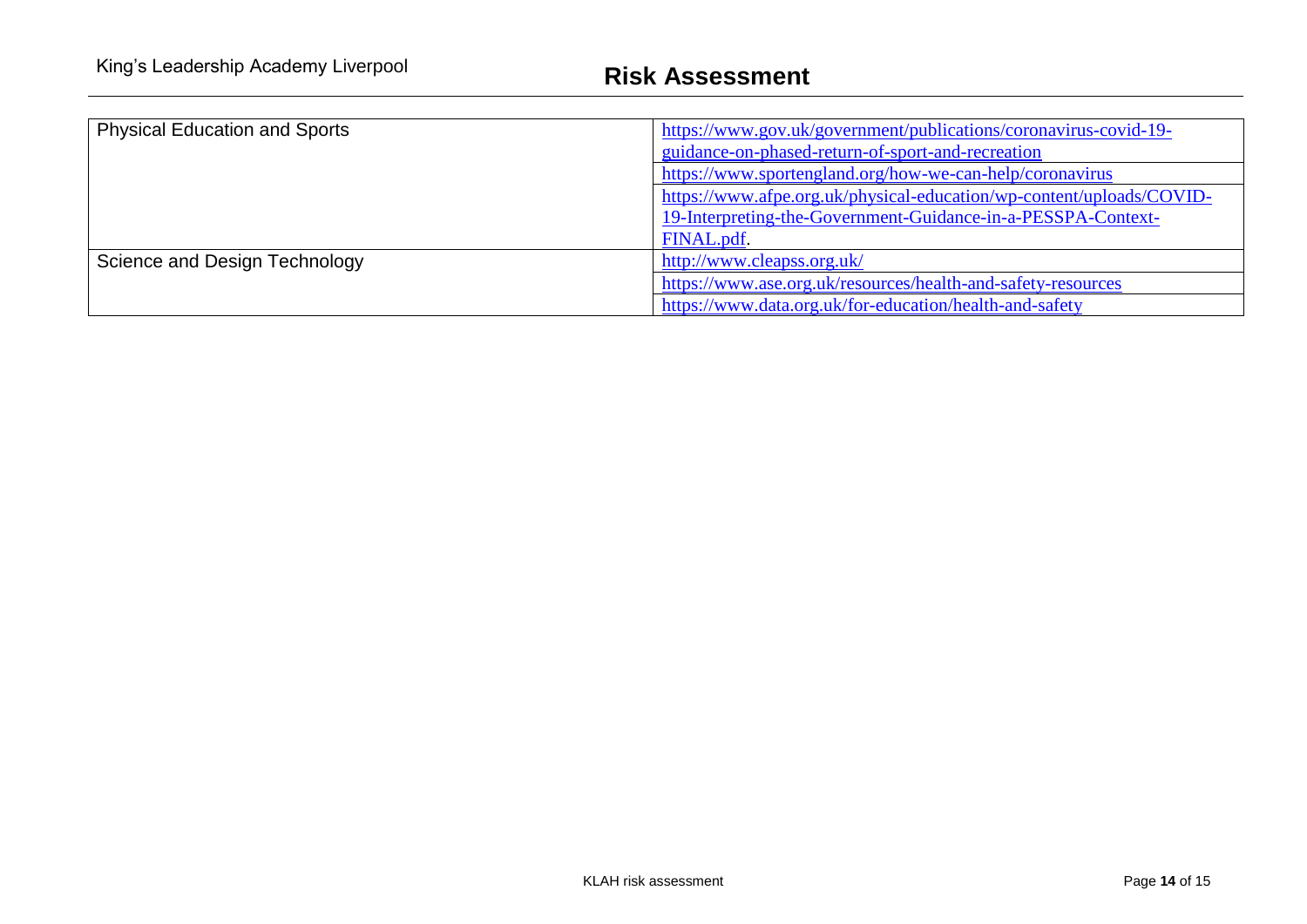| | |
|---|---|
| Physical Education and Sports | https://www.gov.uk/government/publications/coronavirus-covid-19-guidance-on-phased-return-of-sport-and-recreation |
| | https://www.sportengland.org/how-we-can-help/coronavirus |
| | https://www.afpe.org.uk/physical-education/wp-content/uploads/COVID-19-Interpreting-the-Government-Guidance-in-a-PESSPA-Context-FINAL.pdf. |
| Science and Design Technology | http://www.cleapss.org.uk/ |
| | https://www.ase.org.uk/resources/health-and-safety-resources |
| | https://www.data.org.uk/for-education/health-and-safety |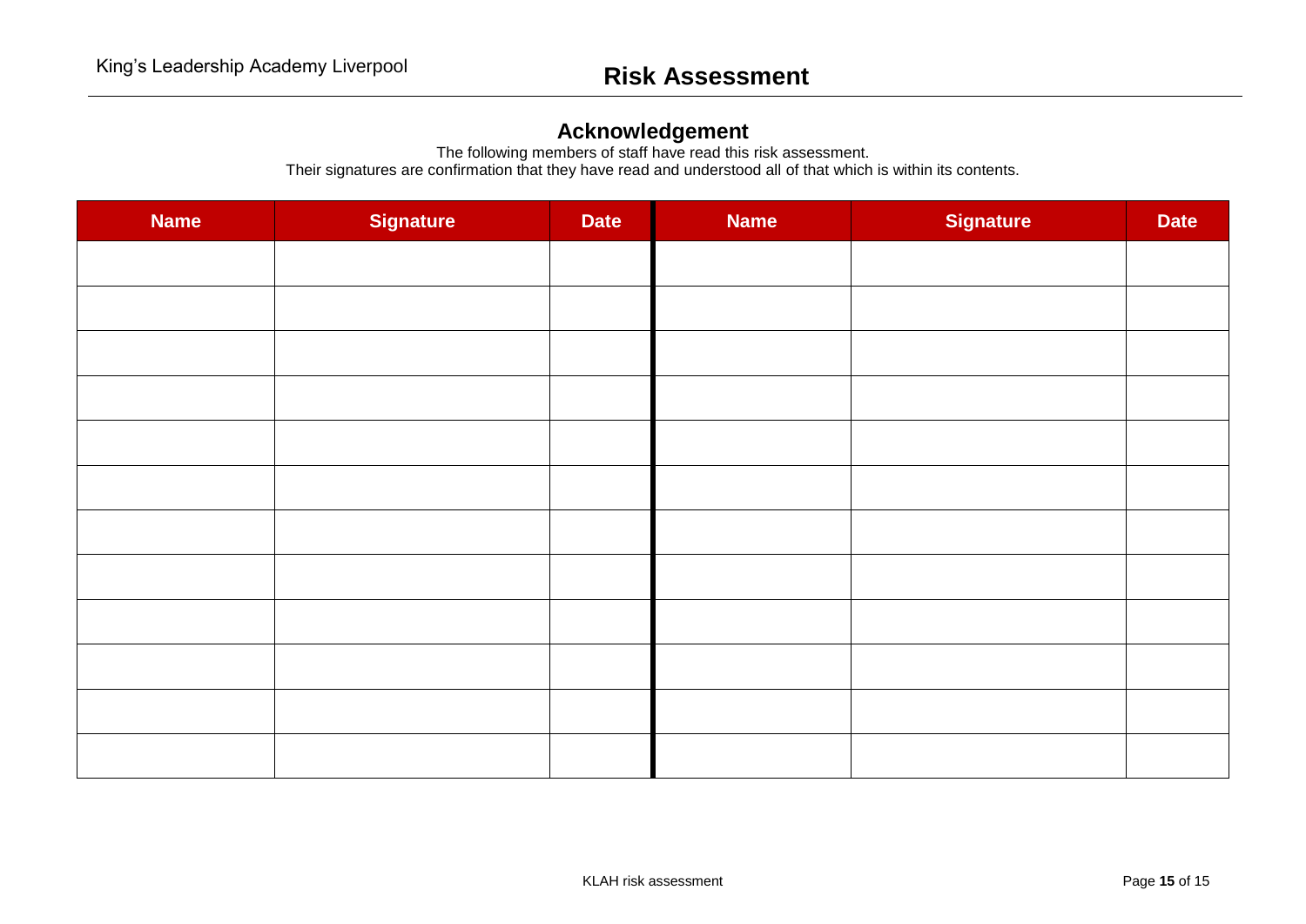## Acknowledgement

The following members of staff have read this risk assessment.
Their signatures are confirmation that they have read and understood all of that which is within its contents.

| Name | Signature | Date | Name | Signature | Date |
|---|---|---|---|---|---|
| | | | | | |
| | | | | | |
| | | | | | |
| | | | | | |
| | | | | | |
| | | | | | |
| | | | | | |
| | | | | | |
| | | | | | |
| | | | | | |
| | | | | | |
| | | | | | |